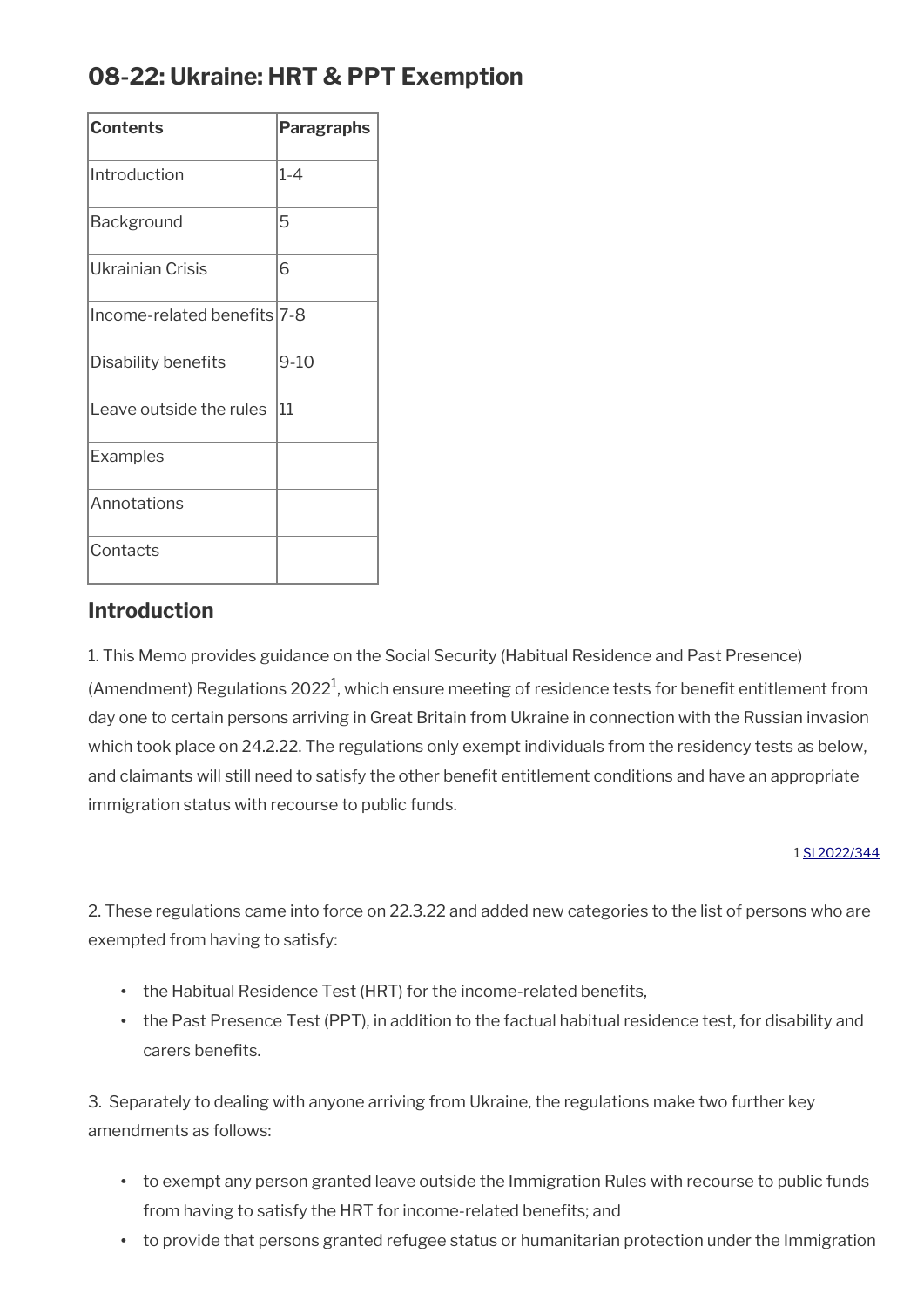# 08-22: Ukraine: HRT & PPT Exemption

| Contents | Paragraphs |
| --- | --- |
| Introduction | 1-4 |
| Background | 5 |
| Ukrainian Crisis | 6 |
| Income-related benefits | 7-8 |
| Disability benefits | 9-10 |
| Leave outside the rules | 11 |
| Examples | |
| Annotations | |
| Contacts | |

## Introduction

1. This Memo provides guidance on the Social Security (Habitual Residence and Past Presence) (Amendment) Regulations 2022[1], which ensure meeting of residence tests for benefit entitlement from day one to certain persons arriving in Great Britain from Ukraine in connection with the Russian invasion which took place on 24.2.22. The regulations only exempt individuals from the residency tests as below, and claimants will still need to satisfy the other benefit entitlement conditions and have an appropriate immigration status with recourse to public funds.

1 SI 2022/344

2. These regulations came into force on 22.3.22 and added new categories to the list of persons who are exempted from having to satisfy:

- the Habitual Residence Test (HRT) for the income-related benefits,
- the Past Presence Test (PPT), in addition to the factual habitual residence test, for disability and carers benefits.

3. Separately to dealing with anyone arriving from Ukraine, the regulations make two further key amendments as follows:

- to exempt any person granted leave outside the Immigration Rules with recourse to public funds from having to satisfy the HRT for income-related benefits; and
- to provide that persons granted refugee status or humanitarian protection under the Immigration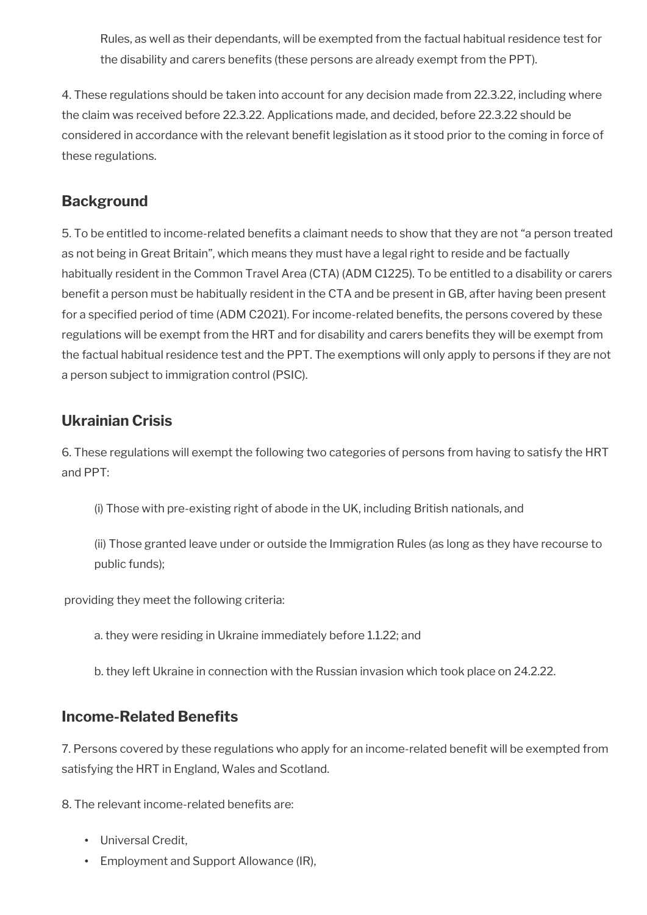Rules, as well as their dependants, will be exempted from the factual habitual residence test for the disability and carers benefits (these persons are already exempt from the PPT).

4. These regulations should be taken into account for any decision made from 22.3.22, including where the claim was received before 22.3.22. Applications made, and decided, before 22.3.22 should be considered in accordance with the relevant benefit legislation as it stood prior to the coming in force of these regulations.

## Background

5. To be entitled to income-related benefits a claimant needs to show that they are not "a person treated as not being in Great Britain", which means they must have a legal right to reside and be factually habitually resident in the Common Travel Area (CTA) (ADM C1225). To be entitled to a disability or carers benefit a person must be habitually resident in the CTA and be present in GB, after having been present for a specified period of time (ADM C2021). For income-related benefits, the persons covered by these regulations will be exempt from the HRT and for disability and carers benefits they will be exempt from the factual habitual residence test and the PPT. The exemptions will only apply to persons if they are not a person subject to immigration control (PSIC).

## Ukrainian Crisis

6. These regulations will exempt the following two categories of persons from having to satisfy the HRT and PPT:

(i) Those with pre-existing right of abode in the UK, including British nationals, and

(ii) Those granted leave under or outside the Immigration Rules (as long as they have recourse to public funds);

providing they meet the following criteria:

a. they were residing in Ukraine immediately before 1.1.22; and

b. they left Ukraine in connection with the Russian invasion which took place on 24.2.22.

## Income-Related Benefits

7. Persons covered by these regulations who apply for an income-related benefit will be exempted from satisfying the HRT in England, Wales and Scotland.

8. The relevant income-related benefits are:

- Universal Credit,
- Employment and Support Allowance (IR),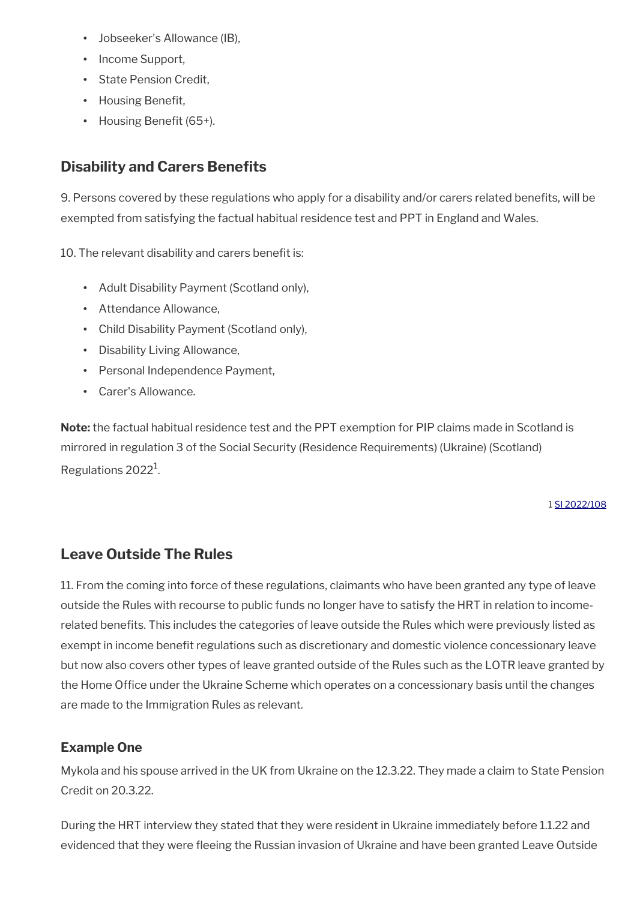- Jobseeker's Allowance (IB),
- Income Support,
- State Pension Credit,
- Housing Benefit,
- Housing Benefit (65+).

## Disability and Carers Benefits

9. Persons covered by these regulations who apply for a disability and/or carers related benefits, will be exempted from satisfying the factual habitual residence test and PPT in England and Wales.

10. The relevant disability and carers benefit is:

- Adult Disability Payment (Scotland only),
- Attendance Allowance,
- Child Disability Payment (Scotland only),
- Disability Living Allowance,
- Personal Independence Payment,
- Carer's Allowance.

**Note:** the factual habitual residence test and the PPT exemption for PIP claims made in Scotland is mirrored in regulation 3 of the Social Security (Residence Requirements) (Ukraine) (Scotland) Regulations 2022[1].

1 SI 2022/108

## Leave Outside The Rules

11. From the coming into force of these regulations, claimants who have been granted any type of leave outside the Rules with recourse to public funds no longer have to satisfy the HRT in relation to income-related benefits. This includes the categories of leave outside the Rules which were previously listed as exempt in income benefit regulations such as discretionary and domestic violence concessionary leave but now also covers other types of leave granted outside of the Rules such as the LOTR leave granted by the Home Office under the Ukraine Scheme which operates on a concessionary basis until the changes are made to the Immigration Rules as relevant.

### Example One

Mykola and his spouse arrived in the UK from Ukraine on the 12.3.22. They made a claim to State Pension Credit on 20.3.22.

During the HRT interview they stated that they were resident in Ukraine immediately before 1.1.22 and evidenced that they were fleeing the Russian invasion of Ukraine and have been granted Leave Outside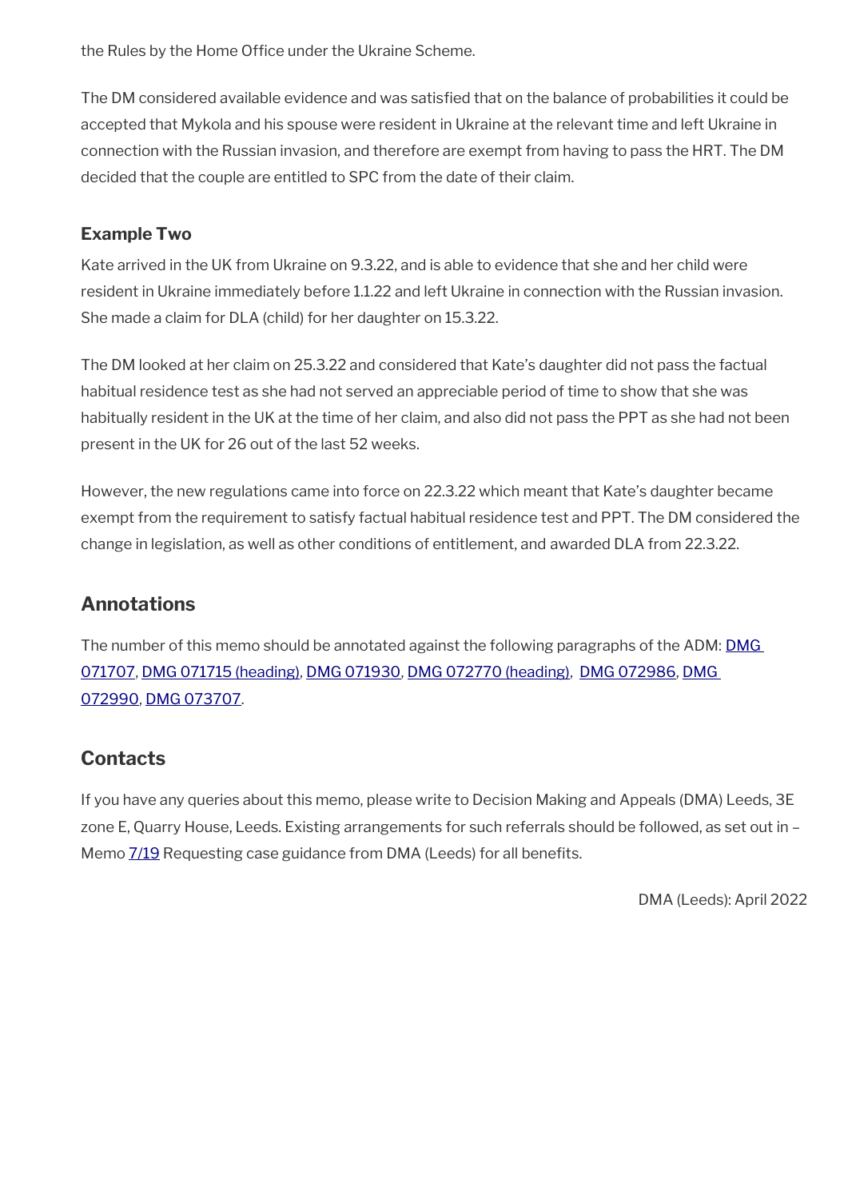the Rules by the Home Office under the Ukraine Scheme.

The DM considered available evidence and was satisfied that on the balance of probabilities it could be accepted that Mykola and his spouse were resident in Ukraine at the relevant time and left Ukraine in connection with the Russian invasion, and therefore are exempt from having to pass the HRT. The DM decided that the couple are entitled to SPC from the date of their claim.

### Example Two

Kate arrived in the UK from Ukraine on 9.3.22, and is able to evidence that she and her child were resident in Ukraine immediately before 1.1.22 and left Ukraine in connection with the Russian invasion. She made a claim for DLA (child) for her daughter on 15.3.22.

The DM looked at her claim on 25.3.22 and considered that Kate's daughter did not pass the factual habitual residence test as she had not served an appreciable period of time to show that she was habitually resident in the UK at the time of her claim, and also did not pass the PPT as she had not been present in the UK for 26 out of the last 52 weeks.

However, the new regulations came into force on 22.3.22 which meant that Kate's daughter became exempt from the requirement to satisfy factual habitual residence test and PPT. The DM considered the change in legislation, as well as other conditions of entitlement, and awarded DLA from 22.3.22.

## Annotations

The number of this memo should be annotated against the following paragraphs of the ADM: DMG 071707, DMG 071715 (heading), DMG 071930, DMG 072770 (heading), DMG 072986, DMG 072990, DMG 073707.

## Contacts

If you have any queries about this memo, please write to Decision Making and Appeals (DMA) Leeds, 3E zone E, Quarry House, Leeds. Existing arrangements for such referrals should be followed, as set out in – Memo 7/19 Requesting case guidance from DMA (Leeds) for all benefits.

DMA (Leeds): April 2022